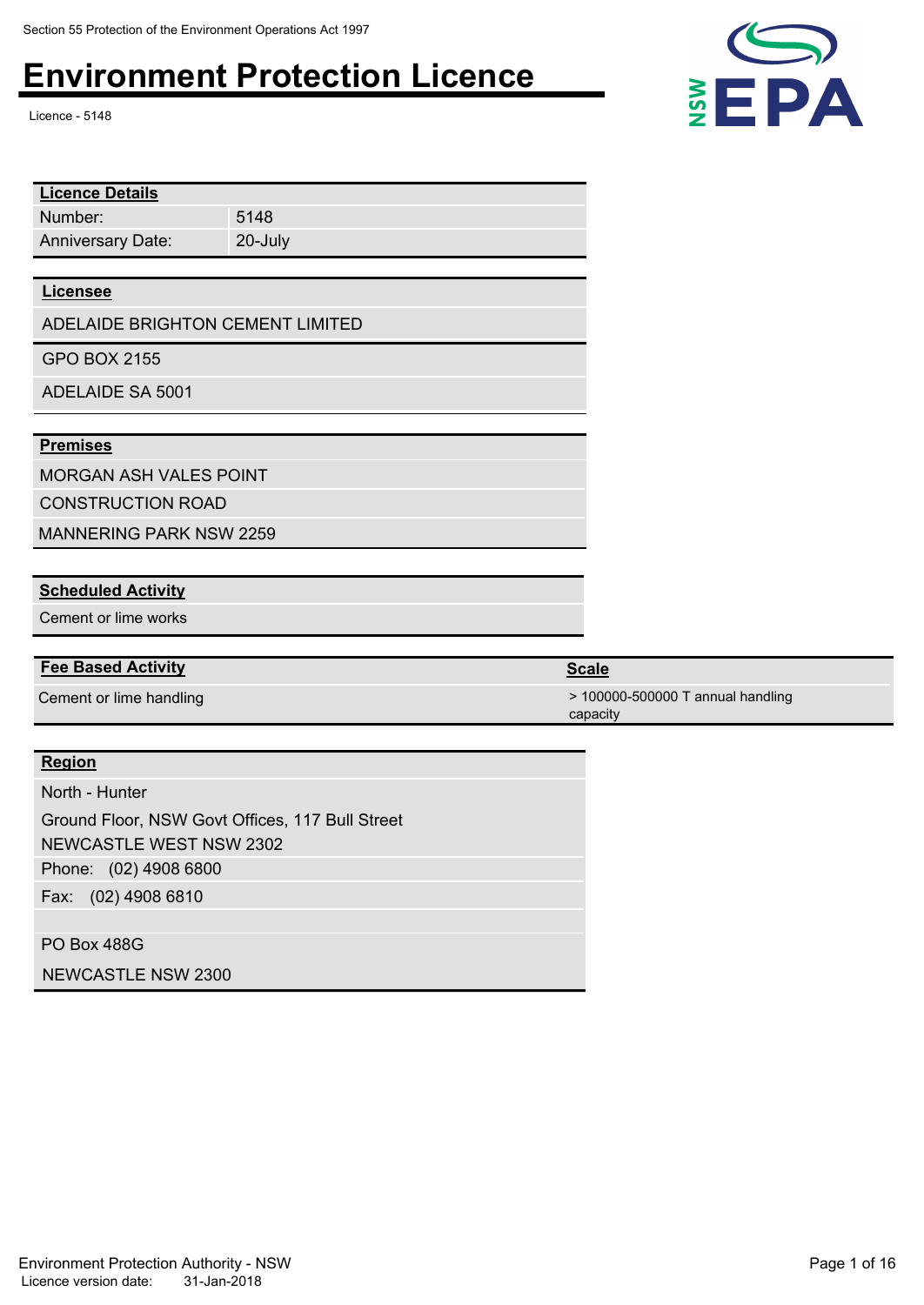Section 55 Protection of the Environment Operations Act 1997

# Environment Protection Licence

Licence - 5148

| Licence Details | |
|---|---|
| Number: | 5148 |
| Anniversary Date: | 20-July |

**Licensee**

ADELAIDE BRIGHTON CEMENT LIMITED

GPO BOX 2155

ADELAIDE SA 5001

**Premises**

MORGAN ASH VALES POINT

CONSTRUCTION ROAD

MANNERING PARK NSW 2259

**Scheduled Activity**

Cement or lime works

| Fee Based Activity | Scale |
|---|---|
| Cement or lime handling | > 100000-500000 T annual handling capacity |

**Region**

North - Hunter

Ground Floor, NSW Govt Offices, 117 Bull Street

NEWCASTLE WEST NSW 2302

Phone: (02) 4908 6800

Fax: (02) 4908 6810

PO Box 488G

NEWCASTLE NSW 2300

Environment Protection Authority - NSW

Licence version date: 31-Jan-2018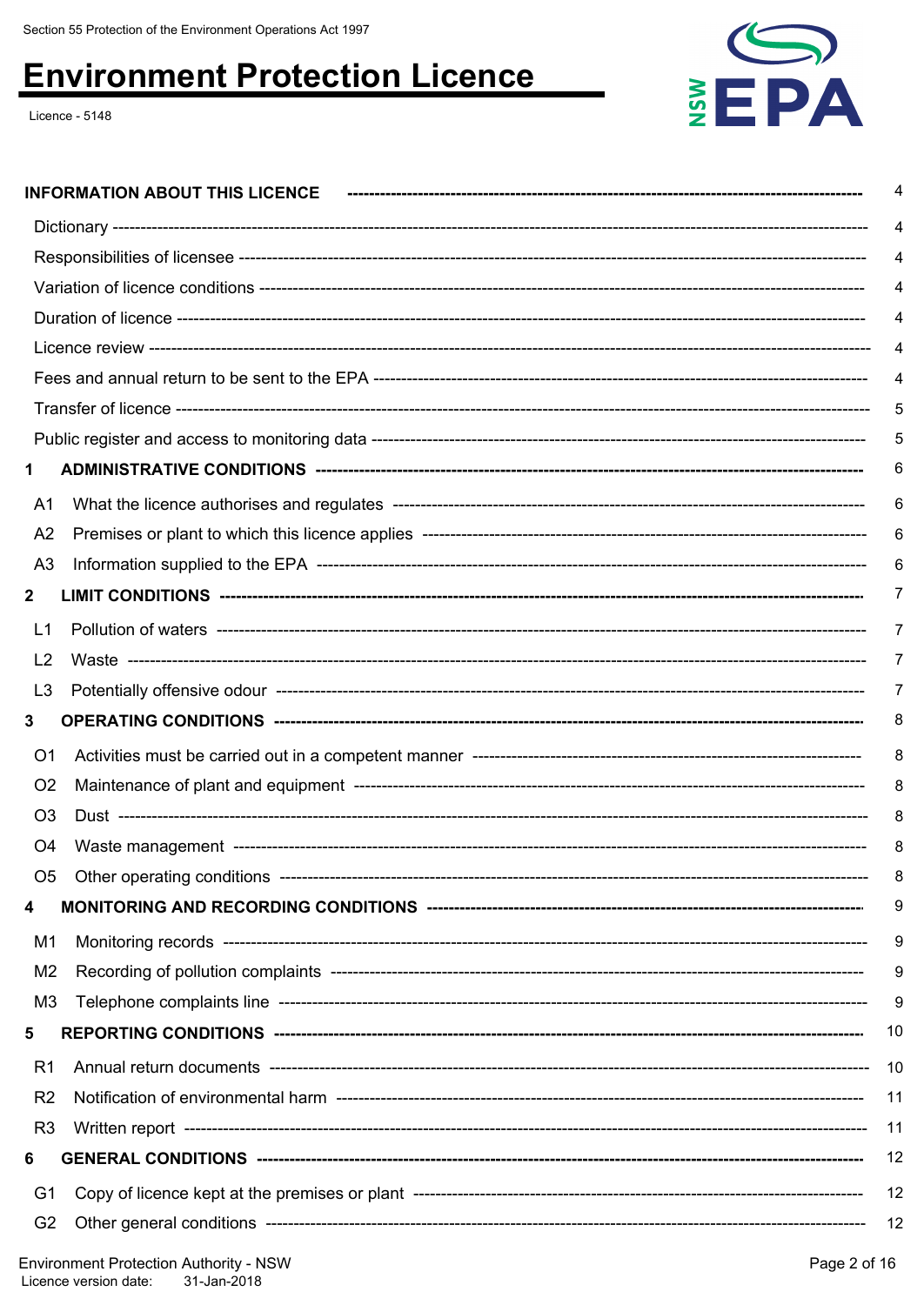| | |
|---|---|
| **INFORMATION ABOUT THIS LICENCE** | 4 |
| Dictionary | 4 |
| Responsibilities of licensee | 4 |
| Variation of licence conditions | 4 |
| Duration of licence | 4 |
| Licence review | 4 |
| Fees and annual return to be sent to the EPA | 4 |
| Transfer of licence | 5 |
| Public register and access to monitoring data | 5 |
| **1 ADMINISTRATIVE CONDITIONS** | 6 |
| A1 What the licence authorises and regulates | 6 |
| A2 Premises or plant to which this licence applies | 6 |
| A3 Information supplied to the EPA | 6 |
| **2 LIMIT CONDITIONS** | 7 |
| L1 Pollution of waters | 7 |
| L2 Waste | 7 |
| L3 Potentially offensive odour | 7 |
| **3 OPERATING CONDITIONS** | 8 |
| O1 Activities must be carried out in a competent manner | 8 |
| O2 Maintenance of plant and equipment | 8 |
| O3 Dust | 8 |
| O4 Waste management | 8 |
| O5 Other operating conditions | 8 |
| **4 MONITORING AND RECORDING CONDITIONS** | 9 |
| M1 Monitoring records | 9 |
| M2 Recording of pollution complaints | 9 |
| M3 Telephone complaints line | 9 |
| **5 REPORTING CONDITIONS** | 10 |
| R1 Annual return documents | 10 |
| R2 Notification of environmental harm | 11 |
| R3 Written report | 11 |
| **6 GENERAL CONDITIONS** | 12 |
| G1 Copy of licence kept at the premises or plant | 12 |
| G2 Other general conditions | 12 |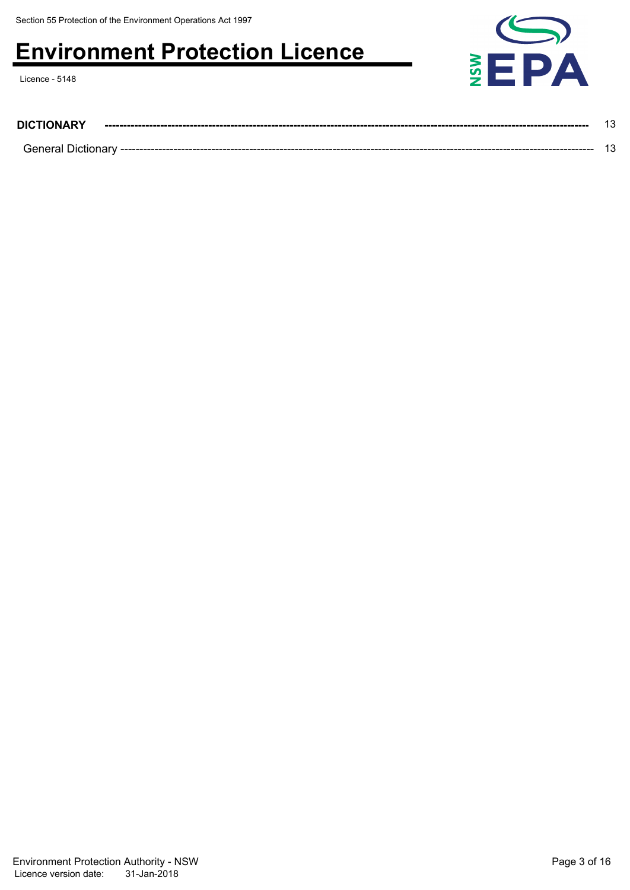**DICTIONARY** ------------------------------------------------------------------------------------------------------------------------ 13

General Dictionary ------------------------------------------------------------------------------------------------------------------------ 13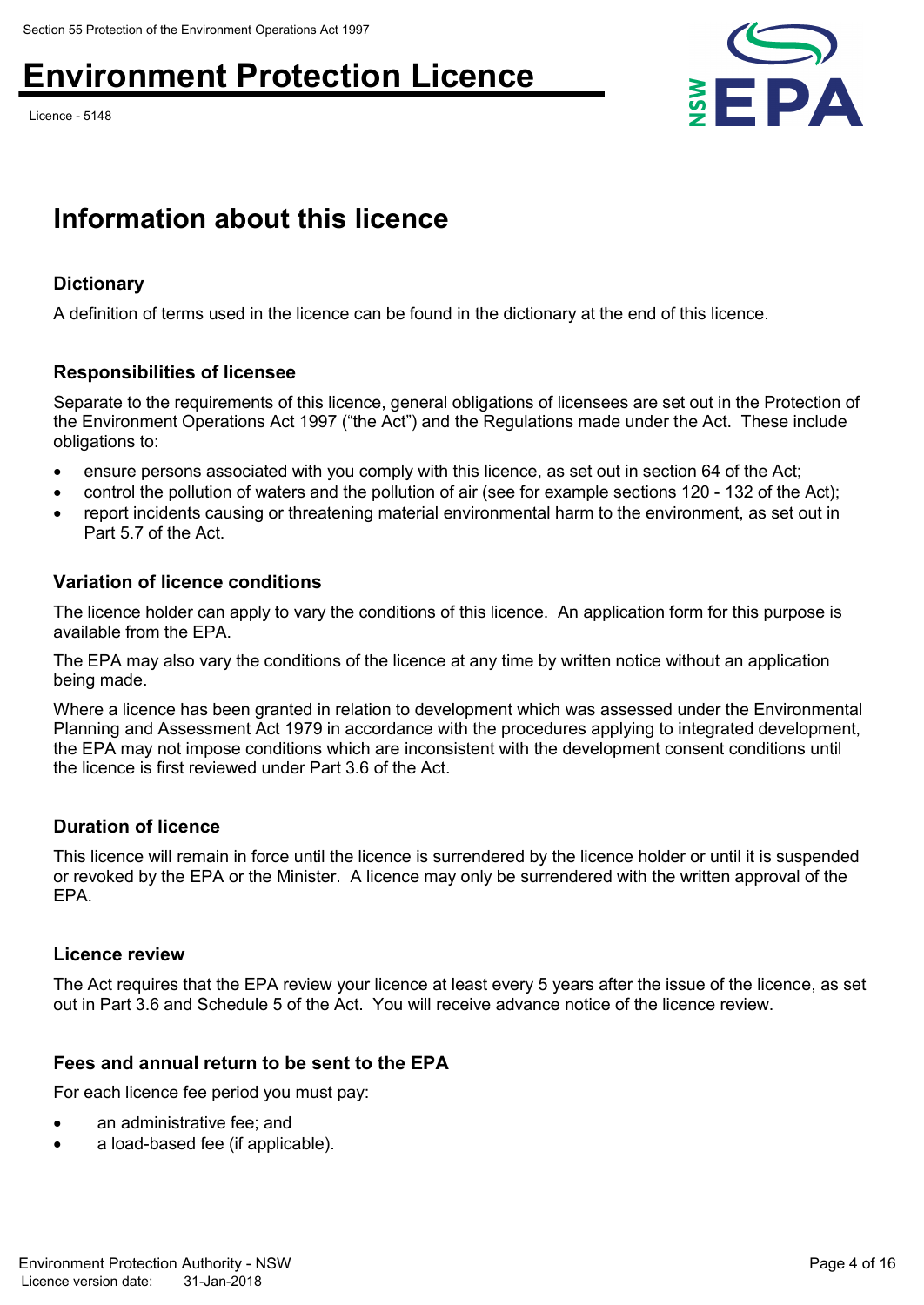# Information about this licence

## Dictionary

A definition of terms used in the licence can be found in the dictionary at the end of this licence.

## Responsibilities of licensee

Separate to the requirements of this licence, general obligations of licensees are set out in the Protection of the Environment Operations Act 1997 ("the Act") and the Regulations made under the Act. These include obligations to:

- ensure persons associated with you comply with this licence, as set out in section 64 of the Act;
- control the pollution of waters and the pollution of air (see for example sections 120 - 132 of the Act);
- report incidents causing or threatening material environmental harm to the environment, as set out in Part 5.7 of the Act.

## Variation of licence conditions

The licence holder can apply to vary the conditions of this licence. An application form for this purpose is available from the EPA.

The EPA may also vary the conditions of the licence at any time by written notice without an application being made.

Where a licence has been granted in relation to development which was assessed under the Environmental Planning and Assessment Act 1979 in accordance with the procedures applying to integrated development, the EPA may not impose conditions which are inconsistent with the development consent conditions until the licence is first reviewed under Part 3.6 of the Act.

## Duration of licence

This licence will remain in force until the licence is surrendered by the licence holder or until it is suspended or revoked by the EPA or the Minister. A licence may only be surrendered with the written approval of the EPA.

## Licence review

The Act requires that the EPA review your licence at least every 5 years after the issue of the licence, as set out in Part 3.6 and Schedule 5 of the Act. You will receive advance notice of the licence review.

## Fees and annual return to be sent to the EPA

For each licence fee period you must pay:

- an administrative fee; and
- a load-based fee (if applicable).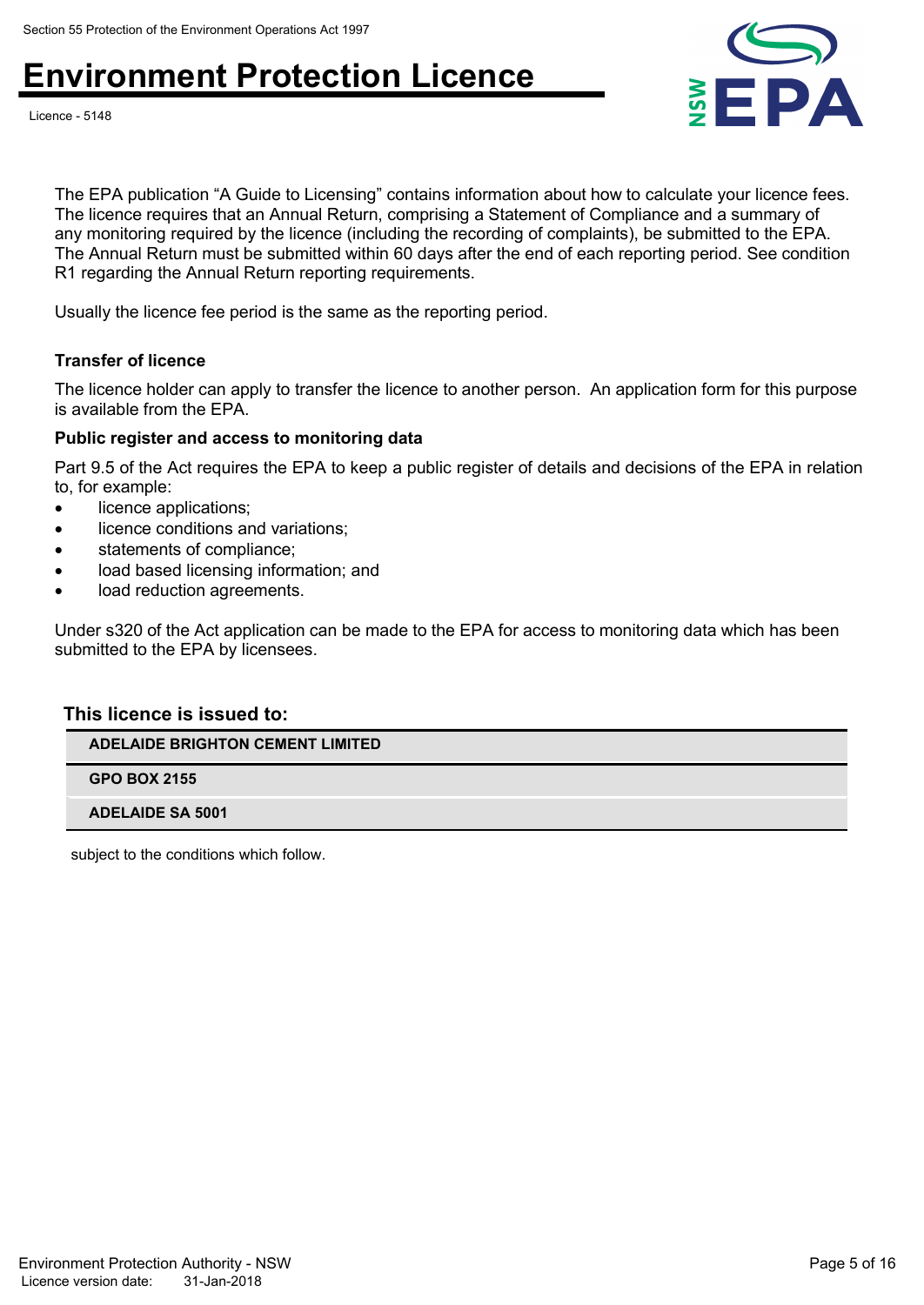The EPA publication "A Guide to Licensing" contains information about how to calculate your licence fees. The licence requires that an Annual Return, comprising a Statement of Compliance and a summary of any monitoring required by the licence (including the recording of complaints), be submitted to the EPA. The Annual Return must be submitted within 60 days after the end of each reporting period. See condition R1 regarding the Annual Return reporting requirements.

Usually the licence fee period is the same as the reporting period.

**Transfer of licence**

The licence holder can apply to transfer the licence to another person. An application form for this purpose is available from the EPA.

**Public register and access to monitoring data**

Part 9.5 of the Act requires the EPA to keep a public register of details and decisions of the EPA in relation to, for example:

- licence applications;
- licence conditions and variations;
- statements of compliance;
- load based licensing information; and
- load reduction agreements.

Under s320 of the Act application can be made to the EPA for access to monitoring data which has been submitted to the EPA by licensees.

**This licence is issued to:**

| ADELAIDE BRIGHTON CEMENT LIMITED |
|---|
| GPO BOX 2155 |
| ADELAIDE SA 5001 |

subject to the conditions which follow.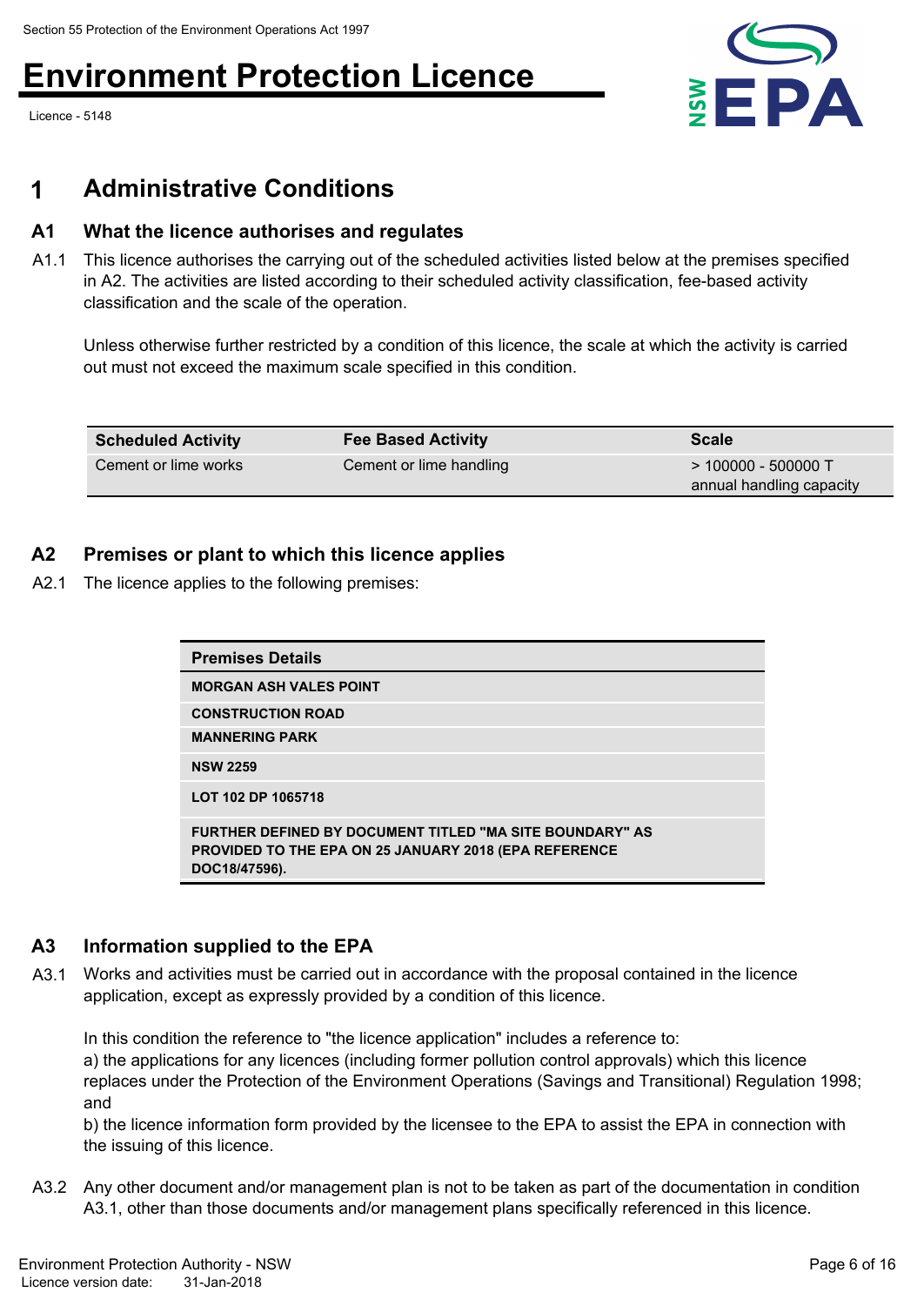# 1 Administrative Conditions

## A1 What the licence authorises and regulates

A1.1 This licence authorises the carrying out of the scheduled activities listed below at the premises specified in A2. The activities are listed according to their scheduled activity classification, fee-based activity classification and the scale of the operation.

Unless otherwise further restricted by a condition of this licence, the scale at which the activity is carried out must not exceed the maximum scale specified in this condition.

| Scheduled Activity | Fee Based Activity | Scale |
|---|---|---|
| Cement or lime works | Cement or lime handling | > 100000 - 500000 T annual handling capacity |

## A2 Premises or plant to which this licence applies

A2.1 The licence applies to the following premises:

| Premises Details |
|---|
| MORGAN ASH VALES POINT |
| CONSTRUCTION ROAD |
| MANNERING PARK |
| NSW 2259 |
| LOT 102 DP 1065718 |
| FURTHER DEFINED BY DOCUMENT TITLED "MA SITE BOUNDARY" AS PROVIDED TO THE EPA ON 25 JANUARY 2018 (EPA REFERENCE DOC18/47596). |

## A3 Information supplied to the EPA

A3.1 Works and activities must be carried out in accordance with the proposal contained in the licence application, except as expressly provided by a condition of this licence.

In this condition the reference to "the licence application" includes a reference to:
a) the applications for any licences (including former pollution control approvals) which this licence replaces under the Protection of the Environment Operations (Savings and Transitional) Regulation 1998; and
b) the licence information form provided by the licensee to the EPA to assist the EPA in connection with the issuing of this licence.

A3.2 Any other document and/or management plan is not to be taken as part of the documentation in condition A3.1, other than those documents and/or management plans specifically referenced in this licence.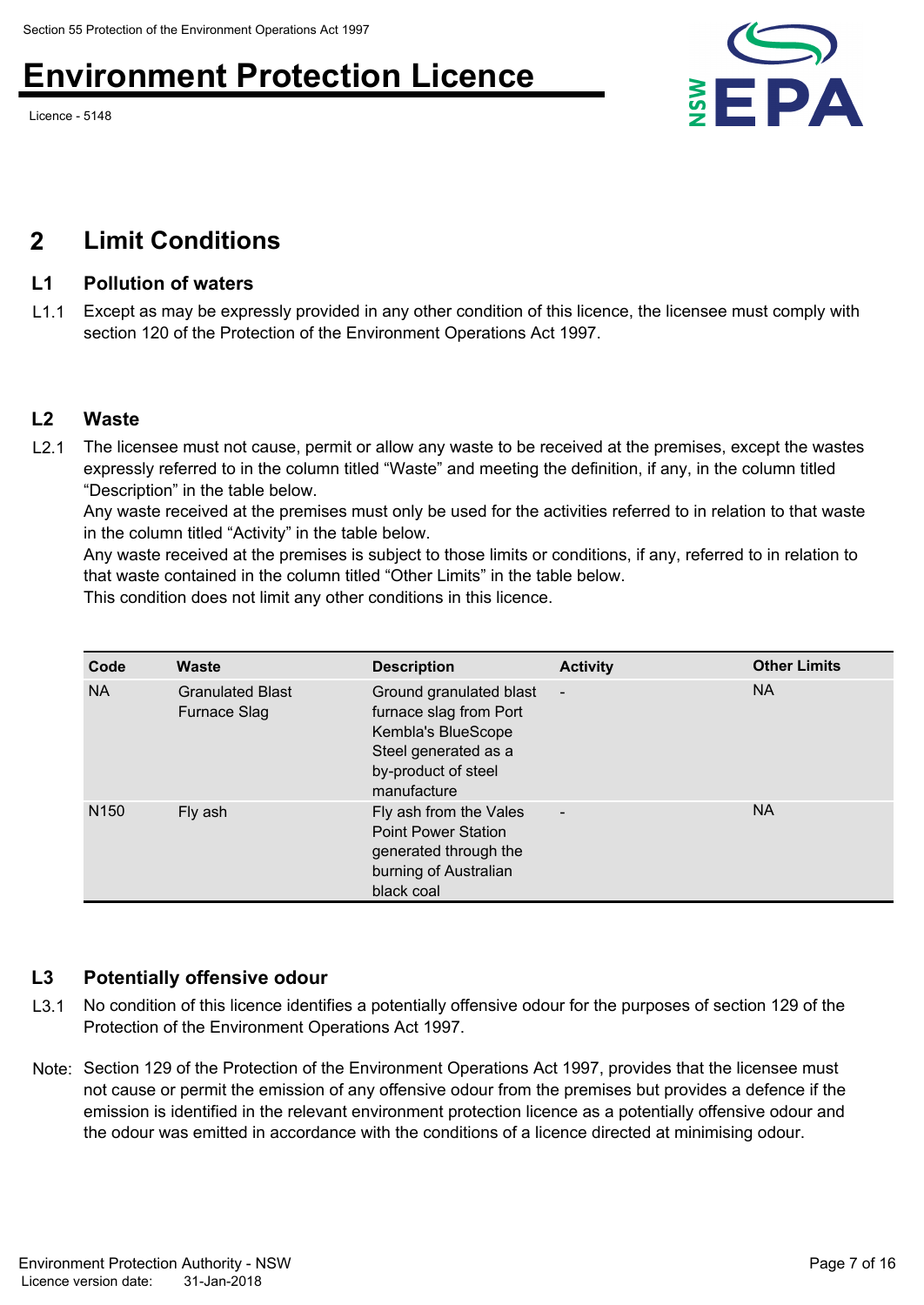## 2 Limit Conditions

### L1 Pollution of waters

L1.1 Except as may be expressly provided in any other condition of this licence, the licensee must comply with section 120 of the Protection of the Environment Operations Act 1997.

### L2 Waste

L2.1 The licensee must not cause, permit or allow any waste to be received at the premises, except the wastes expressly referred to in the column titled "Waste" and meeting the definition, if any, in the column titled "Description" in the table below.
Any waste received at the premises must only be used for the activities referred to in relation to that waste in the column titled "Activity" in the table below.
Any waste received at the premises is subject to those limits or conditions, if any, referred to in relation to that waste contained in the column titled "Other Limits" in the table below.
This condition does not limit any other conditions in this licence.

| Code | Waste | Description | Activity | Other Limits |
|---|---|---|---|---|
| NA | Granulated Blast Furnace Slag | Ground granulated blast furnace slag from Port Kembla's BlueScope Steel generated as a by-product of steel manufacture | - | NA |
| N150 | Fly ash | Fly ash from the Vales Point Power Station generated through the burning of Australian black coal | - | NA |

### L3 Potentially offensive odour

L3.1 No condition of this licence identifies a potentially offensive odour for the purposes of section 129 of the Protection of the Environment Operations Act 1997.

Note: Section 129 of the Protection of the Environment Operations Act 1997, provides that the licensee must not cause or permit the emission of any offensive odour from the premises but provides a defence if the emission is identified in the relevant environment protection licence as a potentially offensive odour and the odour was emitted in accordance with the conditions of a licence directed at minimising odour.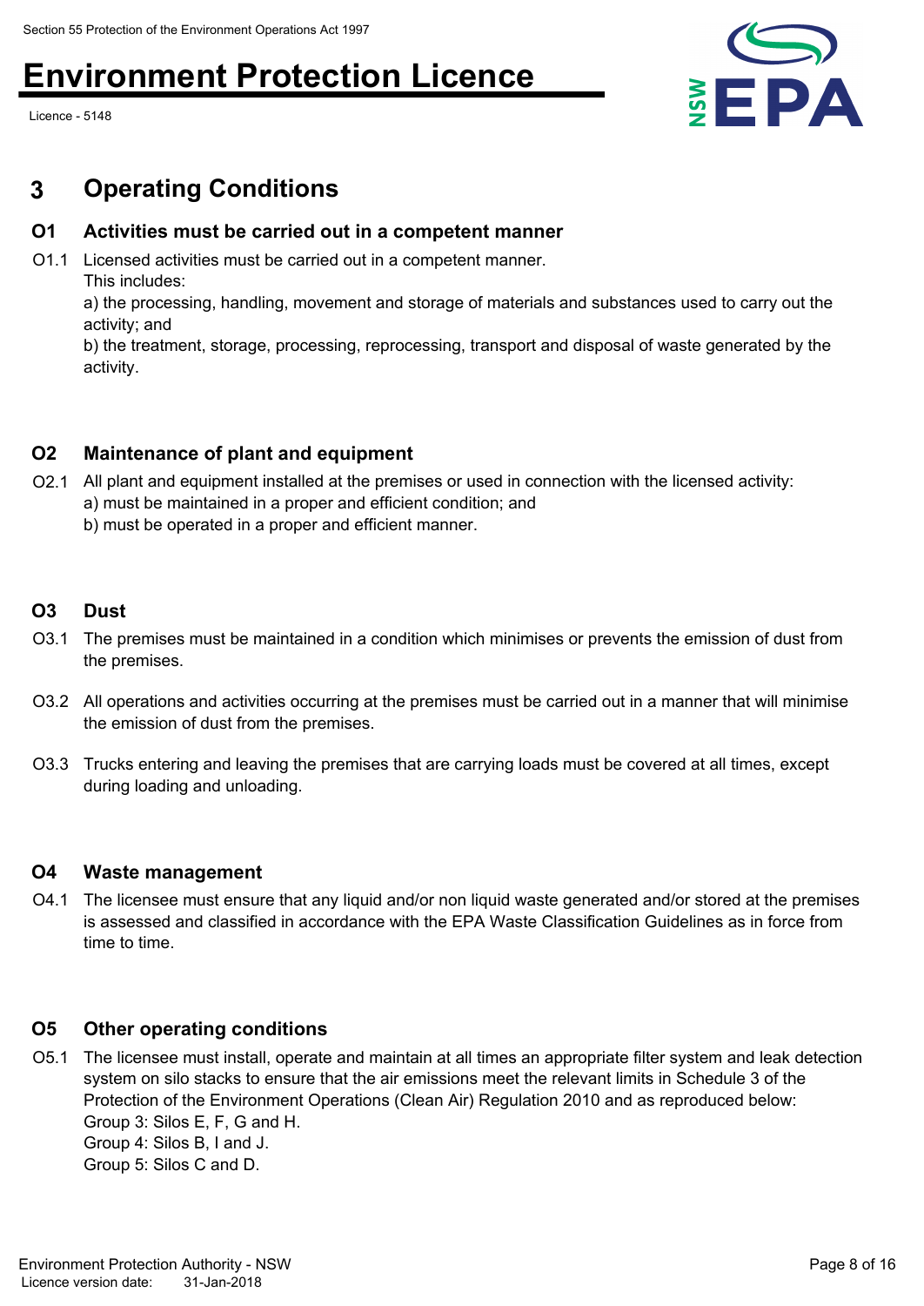## 3 Operating Conditions

### O1 Activities must be carried out in a competent manner

O1.1 Licensed activities must be carried out in a competent manner.
This includes:
a) the processing, handling, movement and storage of materials and substances used to carry out the activity; and
b) the treatment, storage, processing, reprocessing, transport and disposal of waste generated by the activity.

### O2 Maintenance of plant and equipment

O2.1 All plant and equipment installed at the premises or used in connection with the licensed activity:
a) must be maintained in a proper and efficient condition; and
b) must be operated in a proper and efficient manner.

### O3 Dust

O3.1 The premises must be maintained in a condition which minimises or prevents the emission of dust from the premises.

O3.2 All operations and activities occurring at the premises must be carried out in a manner that will minimise the emission of dust from the premises.

O3.3 Trucks entering and leaving the premises that are carrying loads must be covered at all times, except during loading and unloading.

### O4 Waste management

O4.1 The licensee must ensure that any liquid and/or non liquid waste generated and/or stored at the premises is assessed and classified in accordance with the EPA Waste Classification Guidelines as in force from time to time.

### O5 Other operating conditions

O5.1 The licensee must install, operate and maintain at all times an appropriate filter system and leak detection system on silo stacks to ensure that the air emissions meet the relevant limits in Schedule 3 of the Protection of the Environment Operations (Clean Air) Regulation 2010 and as reproduced below:
Group 3: Silos E, F, G and H.
Group 4: Silos B, I and J.
Group 5: Silos C and D.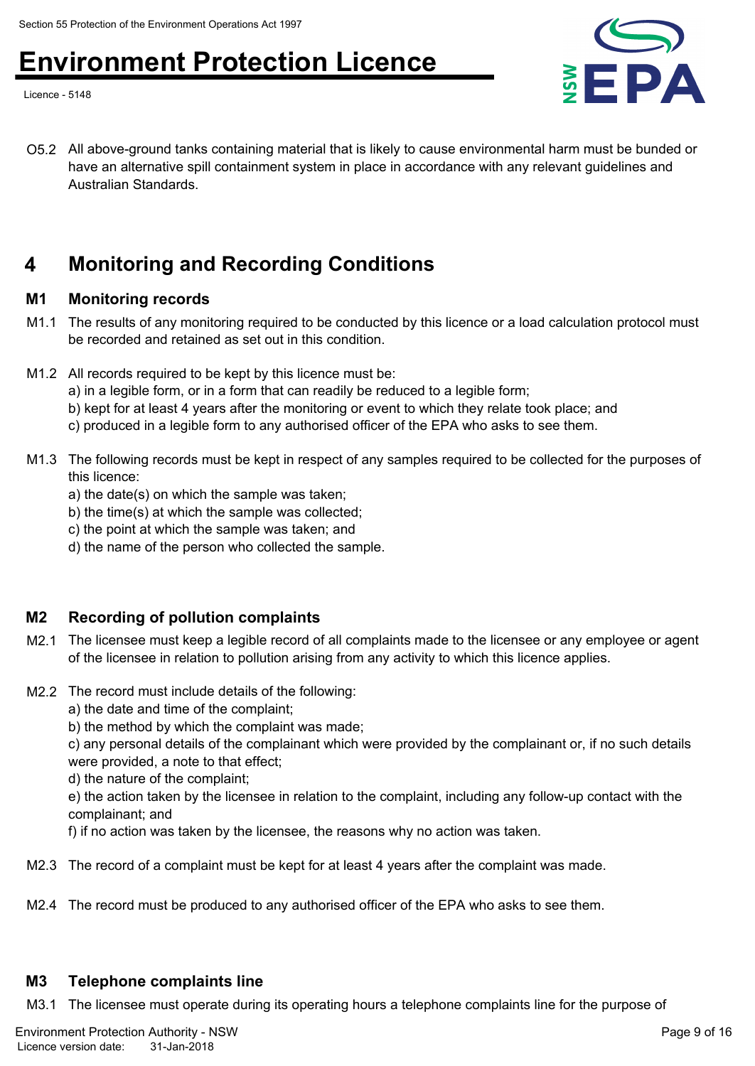O5.2 All above-ground tanks containing material that is likely to cause environmental harm must be bunded or have an alternative spill containment system in place in accordance with any relevant guidelines and Australian Standards.

# 4 Monitoring and Recording Conditions

## M1 Monitoring records

M1.1 The results of any monitoring required to be conducted by this licence or a load calculation protocol must be recorded and retained as set out in this condition.

M1.2 All records required to be kept by this licence must be:
a) in a legible form, or in a form that can readily be reduced to a legible form;
b) kept for at least 4 years after the monitoring or event to which they relate took place; and
c) produced in a legible form to any authorised officer of the EPA who asks to see them.

M1.3 The following records must be kept in respect of any samples required to be collected for the purposes of this licence:
a) the date(s) on which the sample was taken;
b) the time(s) at which the sample was collected;
c) the point at which the sample was taken; and
d) the name of the person who collected the sample.

## M2 Recording of pollution complaints

M2.1 The licensee must keep a legible record of all complaints made to the licensee or any employee or agent of the licensee in relation to pollution arising from any activity to which this licence applies.

M2.2 The record must include details of the following:
a) the date and time of the complaint;
b) the method by which the complaint was made;
c) any personal details of the complainant which were provided by the complainant or, if no such details were provided, a note to that effect;
d) the nature of the complaint;
e) the action taken by the licensee in relation to the complaint, including any follow-up contact with the complainant; and
f) if no action was taken by the licensee, the reasons why no action was taken.

M2.3 The record of a complaint must be kept for at least 4 years after the complaint was made.

M2.4 The record must be produced to any authorised officer of the EPA who asks to see them.

## M3 Telephone complaints line

M3.1 The licensee must operate during its operating hours a telephone complaints line for the purpose of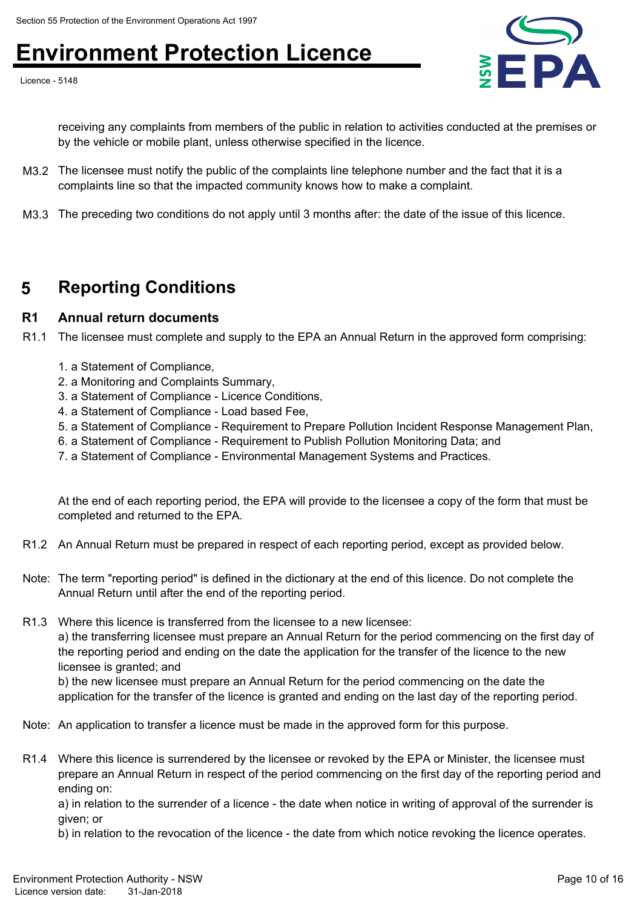receiving any complaints from members of the public in relation to activities conducted at the premises or by the vehicle or mobile plant, unless otherwise specified in the licence.

M3.2 The licensee must notify the public of the complaints line telephone number and the fact that it is a complaints line so that the impacted community knows how to make a complaint.

M3.3 The preceding two conditions do not apply until 3 months after: the date of the issue of this licence.

## 5 Reporting Conditions

### R1 Annual return documents

R1.1 The licensee must complete and supply to the EPA an Annual Return in the approved form comprising:

1. a Statement of Compliance,
2. a Monitoring and Complaints Summary,
3. a Statement of Compliance - Licence Conditions,
4. a Statement of Compliance - Load based Fee,
5. a Statement of Compliance - Requirement to Prepare Pollution Incident Response Management Plan,
6. a Statement of Compliance - Requirement to Publish Pollution Monitoring Data; and
7. a Statement of Compliance - Environmental Management Systems and Practices.

At the end of each reporting period, the EPA will provide to the licensee a copy of the form that must be completed and returned to the EPA.

R1.2 An Annual Return must be prepared in respect of each reporting period, except as provided below.

Note: The term "reporting period" is defined in the dictionary at the end of this licence. Do not complete the Annual Return until after the end of the reporting period.

R1.3 Where this licence is transferred from the licensee to a new licensee:
a) the transferring licensee must prepare an Annual Return for the period commencing on the first day of the reporting period and ending on the date the application for the transfer of the licence to the new licensee is granted; and
b) the new licensee must prepare an Annual Return for the period commencing on the date the application for the transfer of the licence is granted and ending on the last day of the reporting period.

Note: An application to transfer a licence must be made in the approved form for this purpose.

R1.4 Where this licence is surrendered by the licensee or revoked by the EPA or Minister, the licensee must prepare an Annual Return in respect of the period commencing on the first day of the reporting period and ending on:
a) in relation to the surrender of a licence - the date when notice in writing of approval of the surrender is given; or
b) in relation to the revocation of the licence - the date from which notice revoking the licence operates.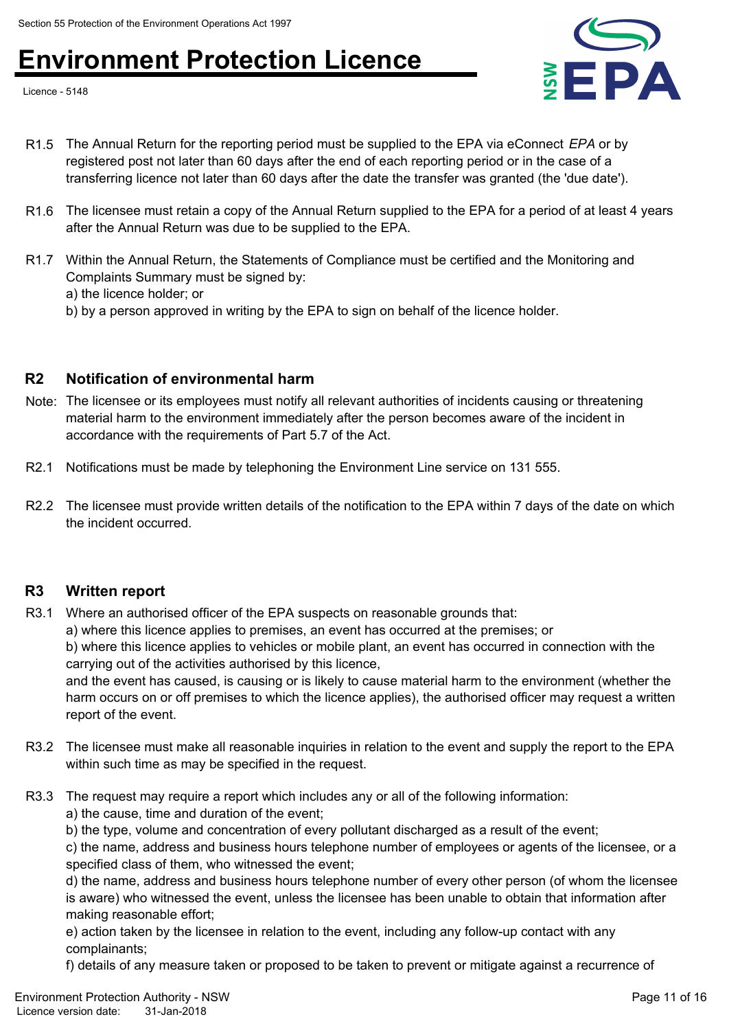R1.5 The Annual Return for the reporting period must be supplied to the EPA via eConnect *EPA* or by registered post not later than 60 days after the end of each reporting period or in the case of a transferring licence not later than 60 days after the date the transfer was granted (the 'due date').

R1.6 The licensee must retain a copy of the Annual Return supplied to the EPA for a period of at least 4 years after the Annual Return was due to be supplied to the EPA.

R1.7 Within the Annual Return, the Statements of Compliance must be certified and the Monitoring and Complaints Summary must be signed by:
a) the licence holder; or
b) by a person approved in writing by the EPA to sign on behalf of the licence holder.

## R2 Notification of environmental harm

Note: The licensee or its employees must notify all relevant authorities of incidents causing or threatening material harm to the environment immediately after the person becomes aware of the incident in accordance with the requirements of Part 5.7 of the Act.

R2.1 Notifications must be made by telephoning the Environment Line service on 131 555.

R2.2 The licensee must provide written details of the notification to the EPA within 7 days of the date on which the incident occurred.

## R3 Written report

R3.1 Where an authorised officer of the EPA suspects on reasonable grounds that:
a) where this licence applies to premises, an event has occurred at the premises; or
b) where this licence applies to vehicles or mobile plant, an event has occurred in connection with the carrying out of the activities authorised by this licence,
and the event has caused, is causing or is likely to cause material harm to the environment (whether the harm occurs on or off premises to which the licence applies), the authorised officer may request a written report of the event.

R3.2 The licensee must make all reasonable inquiries in relation to the event and supply the report to the EPA within such time as may be specified in the request.

R3.3 The request may require a report which includes any or all of the following information:
a) the cause, time and duration of the event;
b) the type, volume and concentration of every pollutant discharged as a result of the event;
c) the name, address and business hours telephone number of employees or agents of the licensee, or a specified class of them, who witnessed the event;
d) the name, address and business hours telephone number of every other person (of whom the licensee is aware) who witnessed the event, unless the licensee has been unable to obtain that information after making reasonable effort;
e) action taken by the licensee in relation to the event, including any follow-up contact with any complainants;
f) details of any measure taken or proposed to be taken to prevent or mitigate against a recurrence of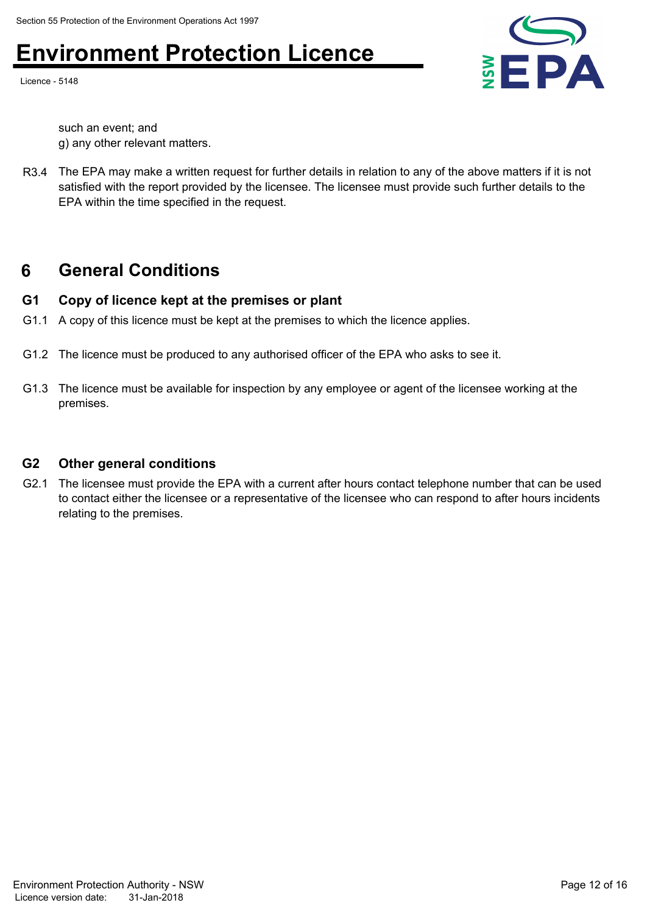such an event; and

g) any other relevant matters.

R3.4 The EPA may make a written request for further details in relation to any of the above matters if it is not satisfied with the report provided by the licensee. The licensee must provide such further details to the EPA within the time specified in the request.

## 6 General Conditions

### G1 Copy of licence kept at the premises or plant

G1.1 A copy of this licence must be kept at the premises to which the licence applies.

G1.2 The licence must be produced to any authorised officer of the EPA who asks to see it.

G1.3 The licence must be available for inspection by any employee or agent of the licensee working at the premises.

### G2 Other general conditions

G2.1 The licensee must provide the EPA with a current after hours contact telephone number that can be used to contact either the licensee or a representative of the licensee who can respond to after hours incidents relating to the premises.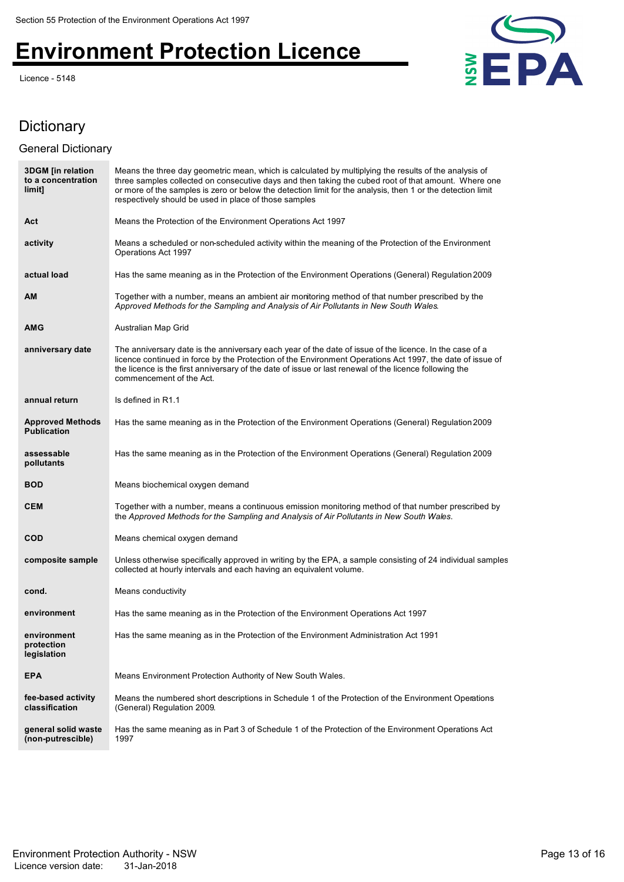## Dictionary

### General Dictionary

| Term | Definition |
| --- | --- |
| **3DGM [in relation to a concentration limit]** | Means the three day geometric mean, which is calculated by multiplying the results of the analysis of three samples collected on consecutive days and then taking the cubed root of that amount. Where one or more of the samples is zero or below the detection limit for the analysis, then 1 or the detection limit respectively should be used in place of those samples |
| **Act** | Means the Protection of the Environment Operations Act 1997 |
| **activity** | Means a scheduled or non-scheduled activity within the meaning of the Protection of the Environment Operations Act 1997 |
| **actual load** | Has the same meaning as in the Protection of the Environment Operations (General) Regulation 2009 |
| **AM** | Together with a number, means an ambient air monitoring method of that number prescribed by the *Approved Methods for the Sampling and Analysis of Air Pollutants in New South Wales*. |
| **AMG** | Australian Map Grid |
| **anniversary date** | The anniversary date is the anniversary each year of the date of issue of the licence. In the case of a licence continued in force by the Protection of the Environment Operations Act 1997, the date of issue of the licence is the first anniversary of the date of issue or last renewal of the licence following the commencement of the Act. |
| **annual return** | Is defined in R1.1 |
| **Approved Methods Publication** | Has the same meaning as in the Protection of the Environment Operations (General) Regulation 2009 |
| **assessable pollutants** | Has the same meaning as in the Protection of the Environment Operations (General) Regulation 2009 |
| **BOD** | Means biochemical oxygen demand |
| **CEM** | Together with a number, means a continuous emission monitoring method of that number prescribed by the *Approved Methods for the Sampling and Analysis of Air Pollutants in New South Wales*. |
| **COD** | Means chemical oxygen demand |
| **composite sample** | Unless otherwise specifically approved in writing by the EPA, a sample consisting of 24 individual samples collected at hourly intervals and each having an equivalent volume. |
| **cond.** | Means conductivity |
| **environment** | Has the same meaning as in the Protection of the Environment Operations Act 1997 |
| **environment protection legislation** | Has the same meaning as in the Protection of the Environment Administration Act 1991 |
| **EPA** | Means Environment Protection Authority of New South Wales. |
| **fee-based activity classification** | Means the numbered short descriptions in Schedule 1 of the Protection of the Environment Operations (General) Regulation 2009. |
| **general solid waste (non-putrescible)** | Has the same meaning as in Part 3 of Schedule 1 of the Protection of the Environment Operations Act 1997 |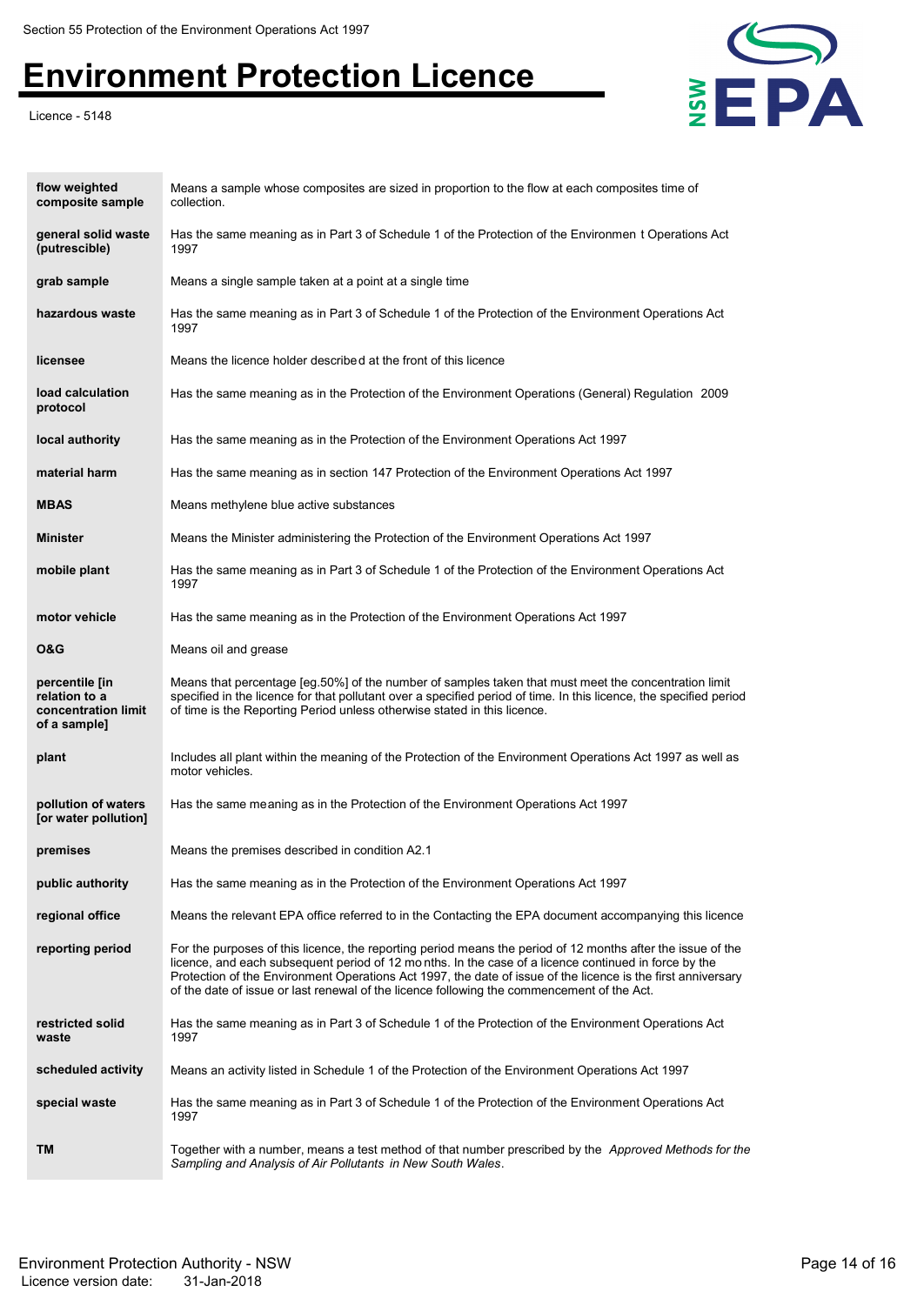| | |
|---|---|
| **flow weighted composite sample** | Means a sample whose composites are sized in proportion to the flow at each composites time of collection. |
| **general solid waste (putrescible)** | Has the same meaning as in Part 3 of Schedule 1 of the Protection of the Environmen t Operations Act 1997 |
| **grab sample** | Means a single sample taken at a point at a single time |
| **hazardous waste** | Has the same meaning as in Part 3 of Schedule 1 of the Protection of the Environment Operations Act 1997 |
| **licensee** | Means the licence holder described at the front of this licence |
| **load calculation protocol** | Has the same meaning as in the Protection of the Environment Operations (General) Regulation 2009 |
| **local authority** | Has the same meaning as in the Protection of the Environment Operations Act 1997 |
| **material harm** | Has the same meaning as in section 147 Protection of the Environment Operations Act 1997 |
| **MBAS** | Means methylene blue active substances |
| **Minister** | Means the Minister administering the Protection of the Environment Operations Act 1997 |
| **mobile plant** | Has the same meaning as in Part 3 of Schedule 1 of the Protection of the Environment Operations Act 1997 |
| **motor vehicle** | Has the same meaning as in the Protection of the Environment Operations Act 1997 |
| **O&G** | Means oil and grease |
| **percentile [in relation to a concentration limit of a sample]** | Means that percentage [eg.50%] of the number of samples taken that must meet the concentration limit specified in the licence for that pollutant over a specified period of time. In this licence, the specified period of time is the Reporting Period unless otherwise stated in this licence. |
| **plant** | Includes all plant within the meaning of the Protection of the Environment Operations Act 1997 as well as motor vehicles. |
| **pollution of waters [or water pollution]** | Has the same meaning as in the Protection of the Environment Operations Act 1997 |
| **premises** | Means the premises described in condition A2.1 |
| **public authority** | Has the same meaning as in the Protection of the Environment Operations Act 1997 |
| **regional office** | Means the relevant EPA office referred to in the Contacting the EPA document accompanying this licence |
| **reporting period** | For the purposes of this licence, the reporting period means the period of 12 months after the issue of the licence, and each subsequent period of 12 mo nths. In the case of a licence continued in force by the Protection of the Environment Operations Act 1997, the date of issue of the licence is the first anniversary of the date of issue or last renewal of the licence following the commencement of the Act. |
| **restricted solid waste** | Has the same meaning as in Part 3 of Schedule 1 of the Protection of the Environment Operations Act 1997 |
| **scheduled activity** | Means an activity listed in Schedule 1 of the Protection of the Environment Operations Act 1997 |
| **special waste** | Has the same meaning as in Part 3 of Schedule 1 of the Protection of the Environment Operations Act 1997 |
| **TM** | Together with a number, means a test method of that number prescribed by the *Approved Methods for the Sampling and Analysis of Air Pollutants in New South Wales*. |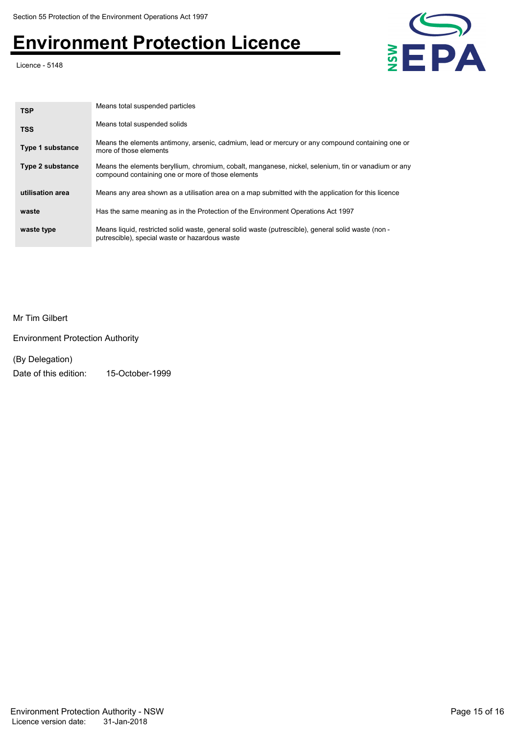| | |
|---|---|
| **TSP** | Means total suspended particles |
| **TSS** | Means total suspended solids |
| **Type 1 substance** | Means the elements antimony, arsenic, cadmium, lead or mercury or any compound containing one or more of those elements |
| **Type 2 substance** | Means the elements beryllium, chromium, cobalt, manganese, nickel, selenium, tin or vanadium or any compound containing one or more of those elements |
| **utilisation area** | Means any area shown as a utilisation area on a map submitted with the application for this licence |
| **waste** | Has the same meaning as in the Protection of the Environment Operations Act 1997 |
| **waste type** | Means liquid, restricted solid waste, general solid waste (putrescible), general solid waste (non - putrescible), special waste or hazardous waste |

Mr Tim Gilbert

Environment Protection Authority

(By Delegation)

Date of this edition: 15-October-1999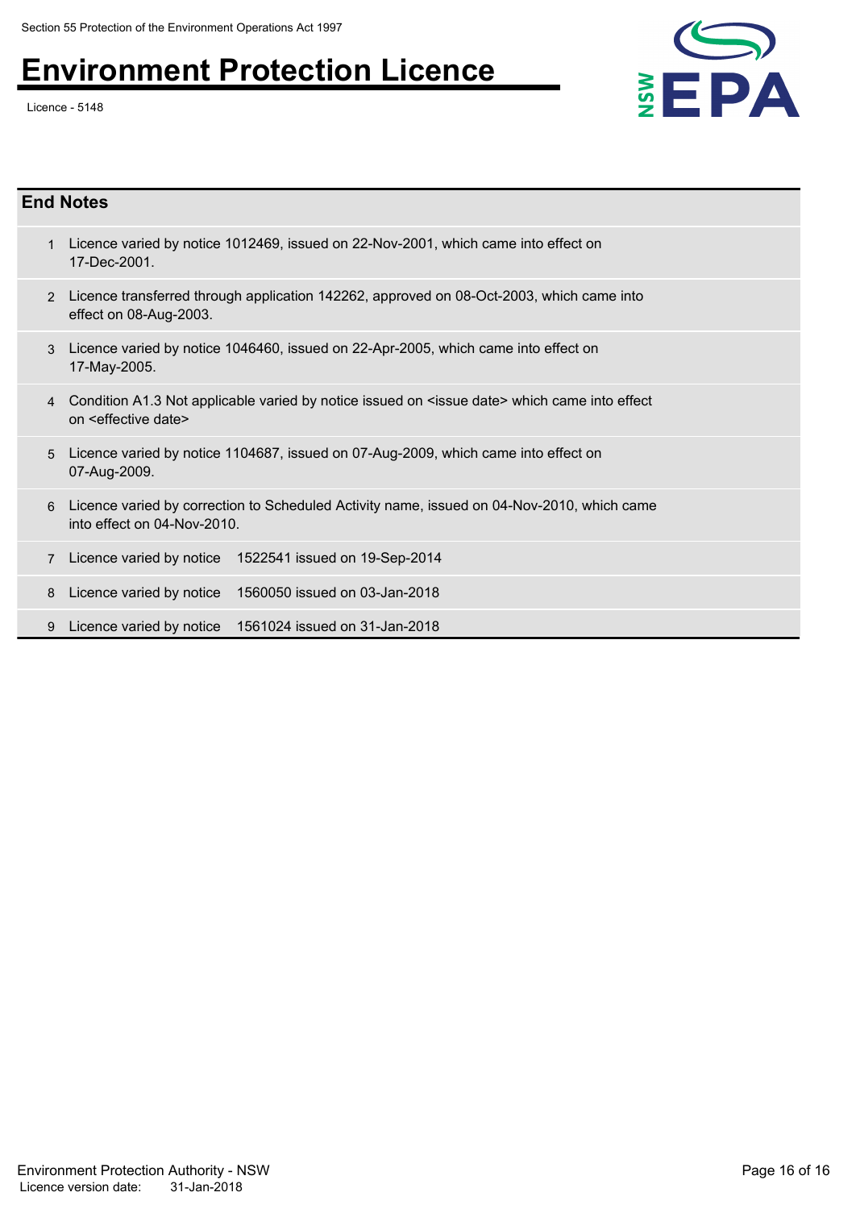## End Notes

1. Licence varied by notice 1012469, issued on 22-Nov-2001, which came into effect on 17-Dec-2001.
2. Licence transferred through application 142262, approved on 08-Oct-2003, which came into effect on 08-Aug-2003.
3. Licence varied by notice 1046460, issued on 22-Apr-2005, which came into effect on 17-May-2005.
4. Condition A1.3 Not applicable varied by notice issued on <issue date> which came into effect on <effective date>
5. Licence varied by notice 1104687, issued on 07-Aug-2009, which came into effect on 07-Aug-2009.
6. Licence varied by correction to Scheduled Activity name, issued on 04-Nov-2010, which came into effect on 04-Nov-2010.
7. Licence varied by notice 1522541 issued on 19-Sep-2014
8. Licence varied by notice 1560050 issued on 03-Jan-2018
9. Licence varied by notice 1561024 issued on 31-Jan-2018